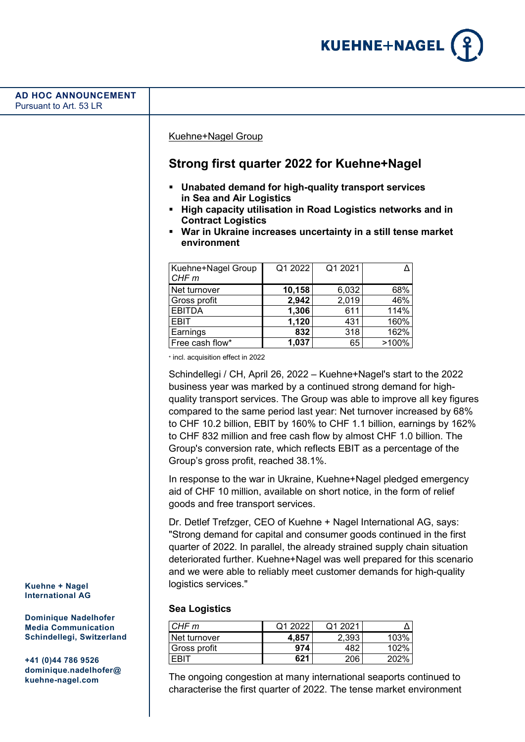**AD HOC ANNOUNCEMENT**
Pursuant to Art. 53 LR

Kuehne+Nagel Group

# Strong first quarter 2022 for Kuehne+Nagel

- **Unabated demand for high-quality transport services in Sea and Air Logistics**
- **High capacity utilisation in Road Logistics networks and in Contract Logistics**
- **War in Ukraine increases uncertainty in a still tense market environment**

| Kuehne+Nagel Group *CHF m* | Q1 2022 | Q1 2021 | Δ |
|---|---|---|---|
| Net turnover | **10,158** | 6,032 | 68% |
| Gross profit | **2,942** | 2,019 | 46% |
| EBITDA | **1,306** | 611 | 114% |
| EBIT | **1,120** | 431 | 160% |
| Earnings | **832** | 318 | 162% |
| Free cash flow* | **1,037** | 65 | >100% |

* incl. acquisition effect in 2022

Schindellegi / CH, April 26, 2022 – Kuehne+Nagel's start to the 2022 business year was marked by a continued strong demand for high-quality transport services. The Group was able to improve all key figures compared to the same period last year: Net turnover increased by 68% to CHF 10.2 billion, EBIT by 160% to CHF 1.1 billion, earnings by 162% to CHF 832 million and free cash flow by almost CHF 1.0 billion. The Group's conversion rate, which reflects EBIT as a percentage of the Group's gross profit, reached 38.1%.

In response to the war in Ukraine, Kuehne+Nagel pledged emergency aid of CHF 10 million, available on short notice, in the form of relief goods and free transport services.

Dr. Detlef Trefzger, CEO of Kuehne + Nagel International AG, says: "Strong demand for capital and consumer goods continued in the first quarter of 2022. In parallel, the already strained supply chain situation deteriorated further. Kuehne+Nagel was well prepared for this scenario and we were able to reliably meet customer demands for high-quality logistics services."

### Sea Logistics

| *CHF m* | Q1 2022 | Q1 2021 | Δ |
|---|---|---|---|
| Net turnover | **4,857** | 2,393 | 103% |
| Gross profit | **974** | 482 | 102% |
| EBIT | **621** | 206 | 202% |

The ongoing congestion at many international seaports continued to characterise the first quarter of 2022. The tense market environment

**Kuehne + Nagel International AG**

**Dominique Nadelhofer**
**Media Communication**
**Schindellegi, Switzerland**

**+41 (0)44 786 9526**
**dominique.nadelhofer@kuehne-nagel.com**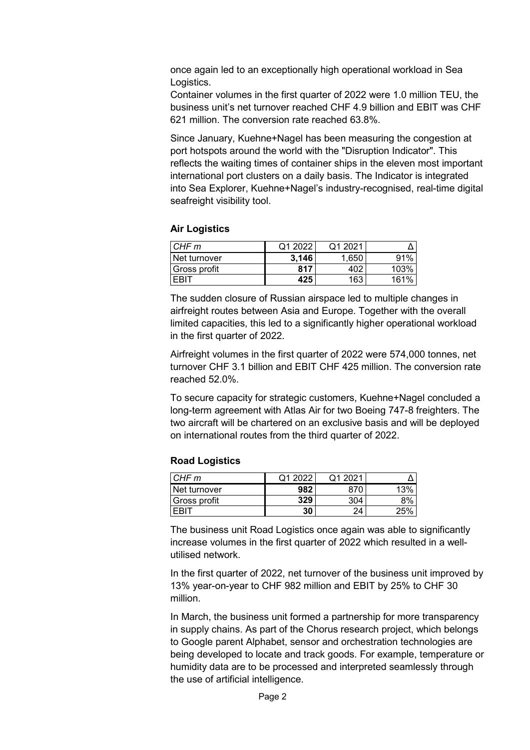once again led to an exceptionally high operational workload in Sea Logistics.
Container volumes in the first quarter of 2022 were 1.0 million TEU, the business unit's net turnover reached CHF 4.9 billion and EBIT was CHF 621 million. The conversion rate reached 63.8%.

Since January, Kuehne+Nagel has been measuring the congestion at port hotspots around the world with the "Disruption Indicator". This reflects the waiting times of container ships in the eleven most important international port clusters on a daily basis. The Indicator is integrated into Sea Explorer, Kuehne+Nagel's industry-recognised, real-time digital seafreight visibility tool.

## Air Logistics

| *CHF m* | Q1 2022 | Q1 2021 | Δ |
|---|---|---|---|
| Net turnover | **3,146** | 1,650 | 91% |
| Gross profit | **817** | 402 | 103% |
| EBIT | **425** | 163 | 161% |

The sudden closure of Russian airspace led to multiple changes in airfreight routes between Asia and Europe. Together with the overall limited capacities, this led to a significantly higher operational workload in the first quarter of 2022.

Airfreight volumes in the first quarter of 2022 were 574,000 tonnes, net turnover CHF 3.1 billion and EBIT CHF 425 million. The conversion rate reached 52.0%.

To secure capacity for strategic customers, Kuehne+Nagel concluded a long-term agreement with Atlas Air for two Boeing 747-8 freighters. The two aircraft will be chartered on an exclusive basis and will be deployed on international routes from the third quarter of 2022.

## Road Logistics

| *CHF m* | Q1 2022 | Q1 2021 | Δ |
|---|---|---|---|
| Net turnover | **982** | 870 | 13% |
| Gross profit | **329** | 304 | 8% |
| EBIT | **30** | 24 | 25% |

The business unit Road Logistics once again was able to significantly increase volumes in the first quarter of 2022 which resulted in a well-utilised network.

In the first quarter of 2022, net turnover of the business unit improved by 13% year-on-year to CHF 982 million and EBIT by 25% to CHF 30 million.

In March, the business unit formed a partnership for more transparency in supply chains. As part of the Chorus research project, which belongs to Google parent Alphabet, sensor and orchestration technologies are being developed to locate and track goods. For example, temperature or humidity data are to be processed and interpreted seamlessly through the use of artificial intelligence.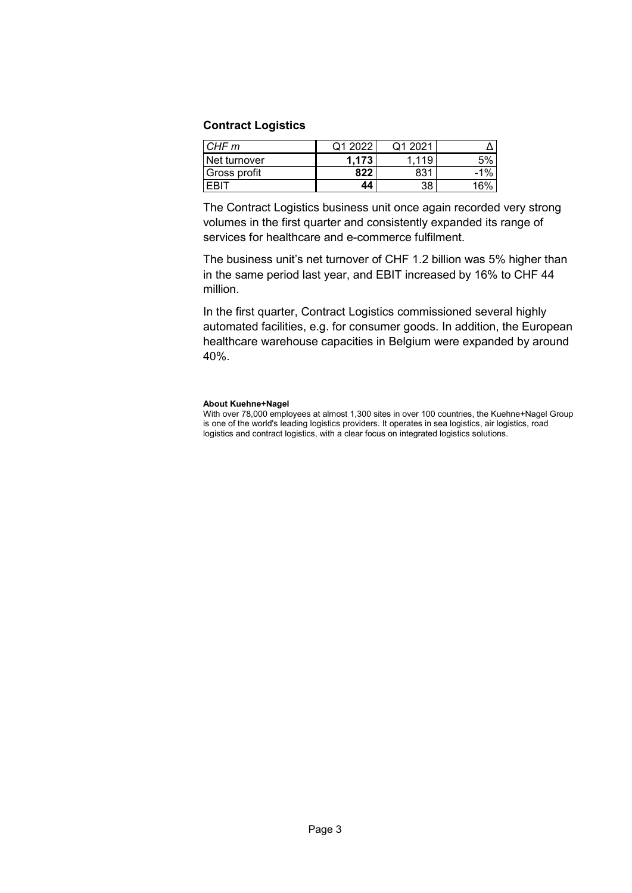## Contract Logistics

| *CHF m* | Q1 2022 | Q1 2021 | Δ |
|---|---|---|---|
| Net turnover | **1,173** | 1,119 | 5% |
| Gross profit | **822** | 831 | -1% |
| EBIT | **44** | 38 | 16% |

The Contract Logistics business unit once again recorded very strong volumes in the first quarter and consistently expanded its range of services for healthcare and e-commerce fulfilment.

The business unit's net turnover of CHF 1.2 billion was 5% higher than in the same period last year, and EBIT increased by 16% to CHF 44 million.

In the first quarter, Contract Logistics commissioned several highly automated facilities, e.g. for consumer goods. In addition, the European healthcare warehouse capacities in Belgium were expanded by around 40%.

**About Kuehne+Nagel**

With over 78,000 employees at almost 1,300 sites in over 100 countries, the Kuehne+Nagel Group is one of the world's leading logistics providers. It operates in sea logistics, air logistics, road logistics and contract logistics, with a clear focus on integrated logistics solutions.